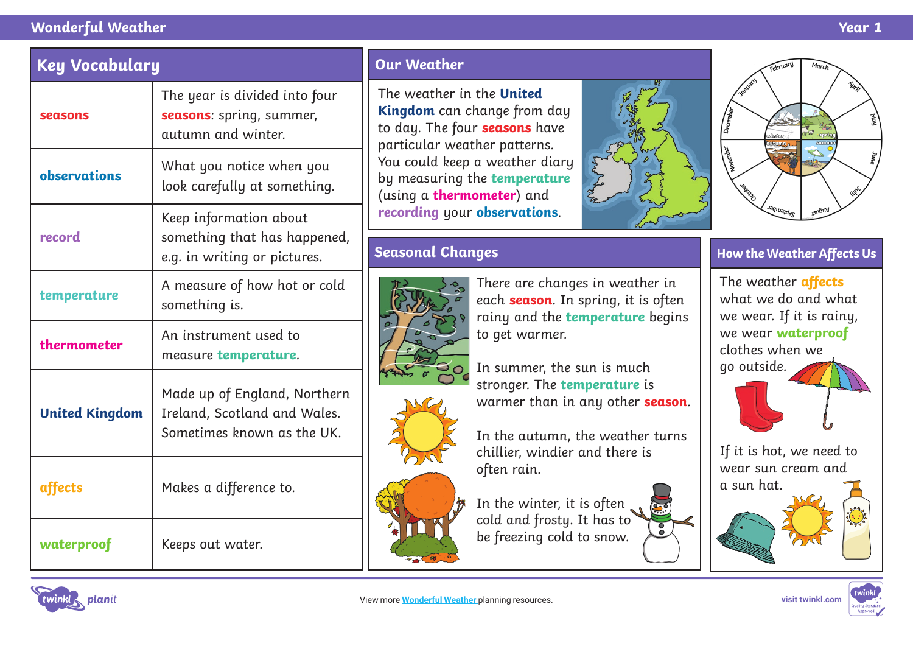# Wonderful Weather

Year 1

## Key Vocabulary

| | |
|---|---|
| **seasons** | The year is divided into four **seasons**: spring, summer, autumn and winter. |
| **observations** | What you notice when you look carefully at something. |
| **record** | Keep information about something that has happened, e.g. in writing or pictures. |
| **temperature** | A measure of how hot or cold something is. |
| **thermometer** | An instrument used to measure **temperature**. |
| **United Kingdom** | Made up of England, Northern Ireland, Scotland and Wales. Sometimes known as the UK. |
| **affects** | Makes a difference to. |
| **waterproof** | Keeps out water. |

## Our Weather

The weather in the **United Kingdom** can change from day to day. The four **seasons** have particular weather patterns. You could keep a weather diary by measuring the **temperature** (using a **thermometer**) and **recording** your **observations**.

January, February, March, April, May, June, July, August, September, October, November, December

winter, spring, summer, autumn

## Seasonal Changes

There are changes in weather in each **season**. In spring, it is often rainy and the **temperature** begins to get warmer.

In summer, the sun is much stronger. The **temperature** is warmer than in any other **season**.

In the autumn, the weather turns chillier, windier and there is often rain.

In the winter, it is often cold and frosty. It has to be freezing cold to snow.

## How the Weather Affects Us

The weather **affects** what we do and what we wear. If it is rainy, we wear **waterproof** clothes when we go outside.

If it is hot, we need to wear sun cream and a sun hat.

View more Wonderful Weather planning resources.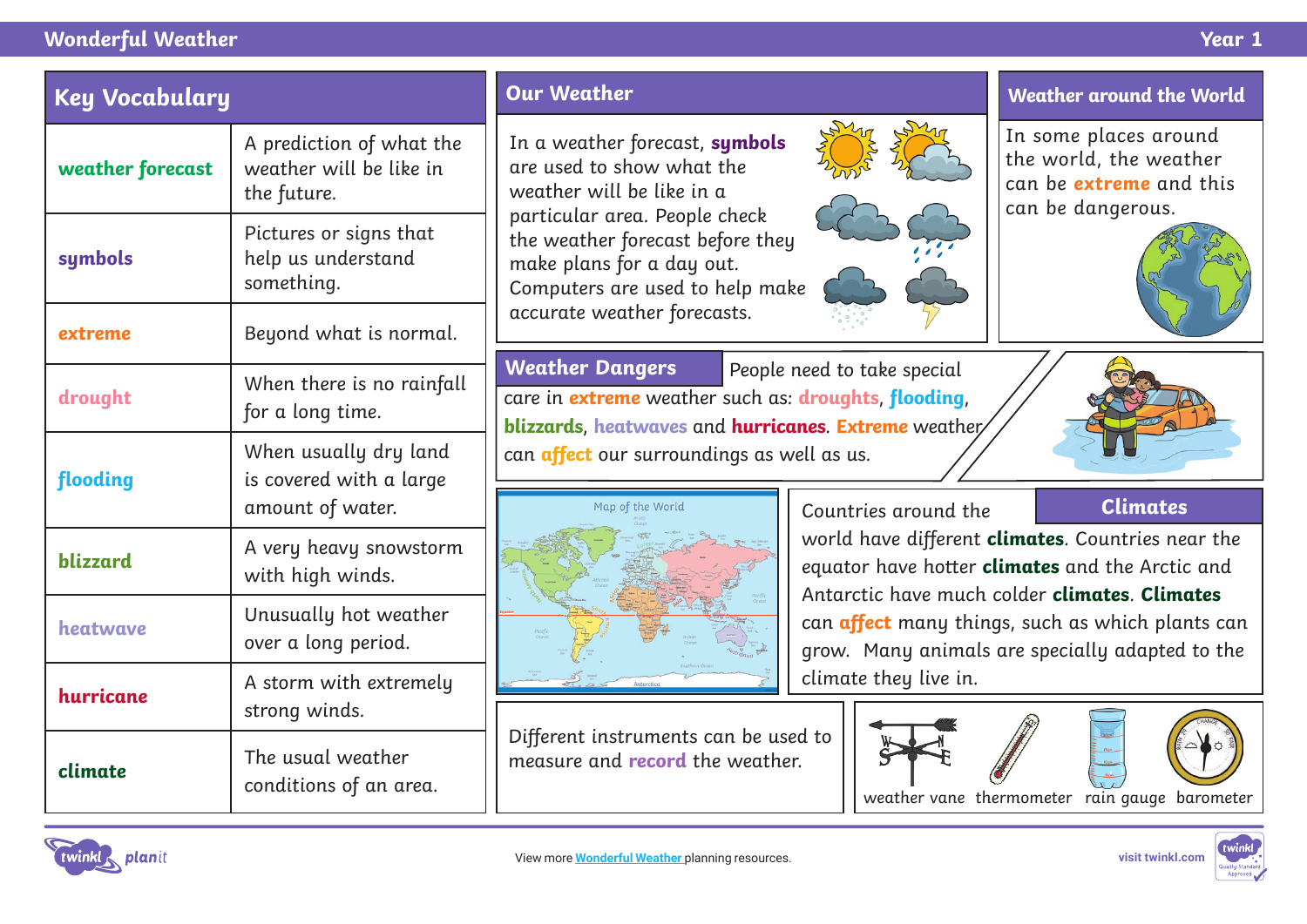# Wonderful Weather

Year 1

## Key Vocabulary

| | |
|---|---|
| **weather forecast** | A prediction of what the weather will be like in the future. |
| **symbols** | Pictures or signs that help us understand something. |
| **extreme** | Beyond what is normal. |
| **drought** | When there is no rainfall for a long time. |
| **flooding** | When usually dry land is covered with a large amount of water. |
| **blizzard** | A very heavy snowstorm with high winds. |
| **heatwave** | Unusually hot weather over a long period. |
| **hurricane** | A storm with extremely strong winds. |
| **climate** | The usual weather conditions of an area. |

## Our Weather

In a weather forecast, **symbols** are used to show what the weather will be like in a particular area. People check the weather forecast before they make plans for a day out. Computers are used to help make accurate weather forecasts.

## Weather around the World

In some places around the world, the weather can be **extreme** and this can be dangerous.

## Weather Dangers

People need to take special care in **extreme** weather such as: **droughts**, **flooding**, **blizzards**, **heatwaves** and **hurricanes**. **Extreme** weather can **affect** our surroundings as well as us.

Map of the World

## Climates

Countries around the world have different **climates**. Countries near the equator have hotter **climates** and the Arctic and Antarctic have much colder **climates**. **Climates** can **affect** many things, such as which plants can grow. Many animals are specially adapted to the climate they live in.

Different instruments can be used to measure and **record** the weather.

weather vane thermometer rain gauge barometer

View more Wonderful Weather planning resources.